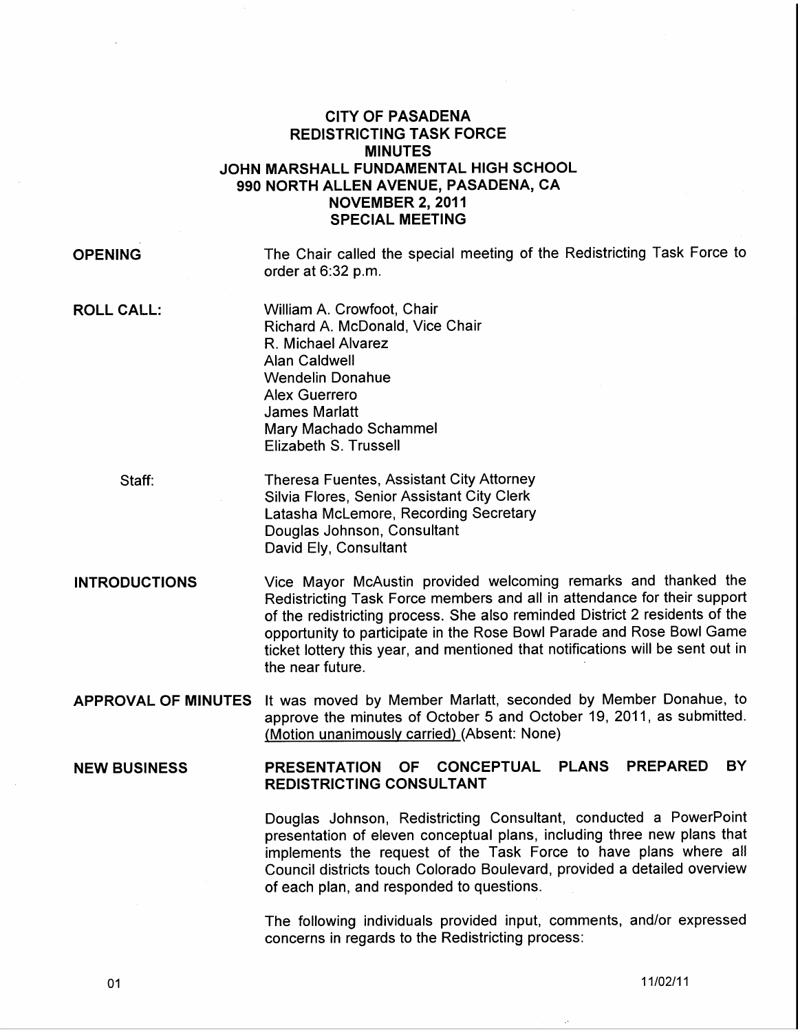# CITY OF PASADENA
## REDISTRICTING TASK FORCE
## MINUTES
## JOHN MARSHALL FUNDAMENTAL HIGH SCHOOL
## 990 NORTH ALLEN AVENUE, PASADENA, CA
## NOVEMBER 2, 2011
## SPECIAL MEETING

**OPENING**

The Chair called the special meeting of the Redistricting Task Force to order at 6:32 p.m.

**ROLL CALL:**

William A. Crowfoot, Chair
Richard A. McDonald, Vice Chair
R. Michael Alvarez
Alan Caldwell
Wendelin Donahue
Alex Guerrero
James Marlatt
Mary Machado Schammel
Elizabeth S. Trussell

Staff:

Theresa Fuentes, Assistant City Attorney
Silvia Flores, Senior Assistant City Clerk
Latasha McLemore, Recording Secretary
Douglas Johnson, Consultant
David Ely, Consultant

**INTRODUCTIONS**

Vice Mayor McAustin provided welcoming remarks and thanked the Redistricting Task Force members and all in attendance for their support of the redistricting process. She also reminded District 2 residents of the opportunity to participate in the Rose Bowl Parade and Rose Bowl Game ticket lottery this year, and mentioned that notifications will be sent out in the near future.

**APPROVAL OF MINUTES**

It was moved by Member Marlatt, seconded by Member Donahue, to approve the minutes of October 5 and October 19, 2011, as submitted. (Motion unanimously carried) (Absent: None)

**NEW BUSINESS**

**PRESENTATION OF CONCEPTUAL PLANS PREPARED BY REDISTRICTING CONSULTANT**

Douglas Johnson, Redistricting Consultant, conducted a PowerPoint presentation of eleven conceptual plans, including three new plans that implements the request of the Task Force to have plans where all Council districts touch Colorado Boulevard, provided a detailed overview of each plan, and responded to questions.

The following individuals provided input, comments, and/or expressed concerns in regards to the Redistricting process: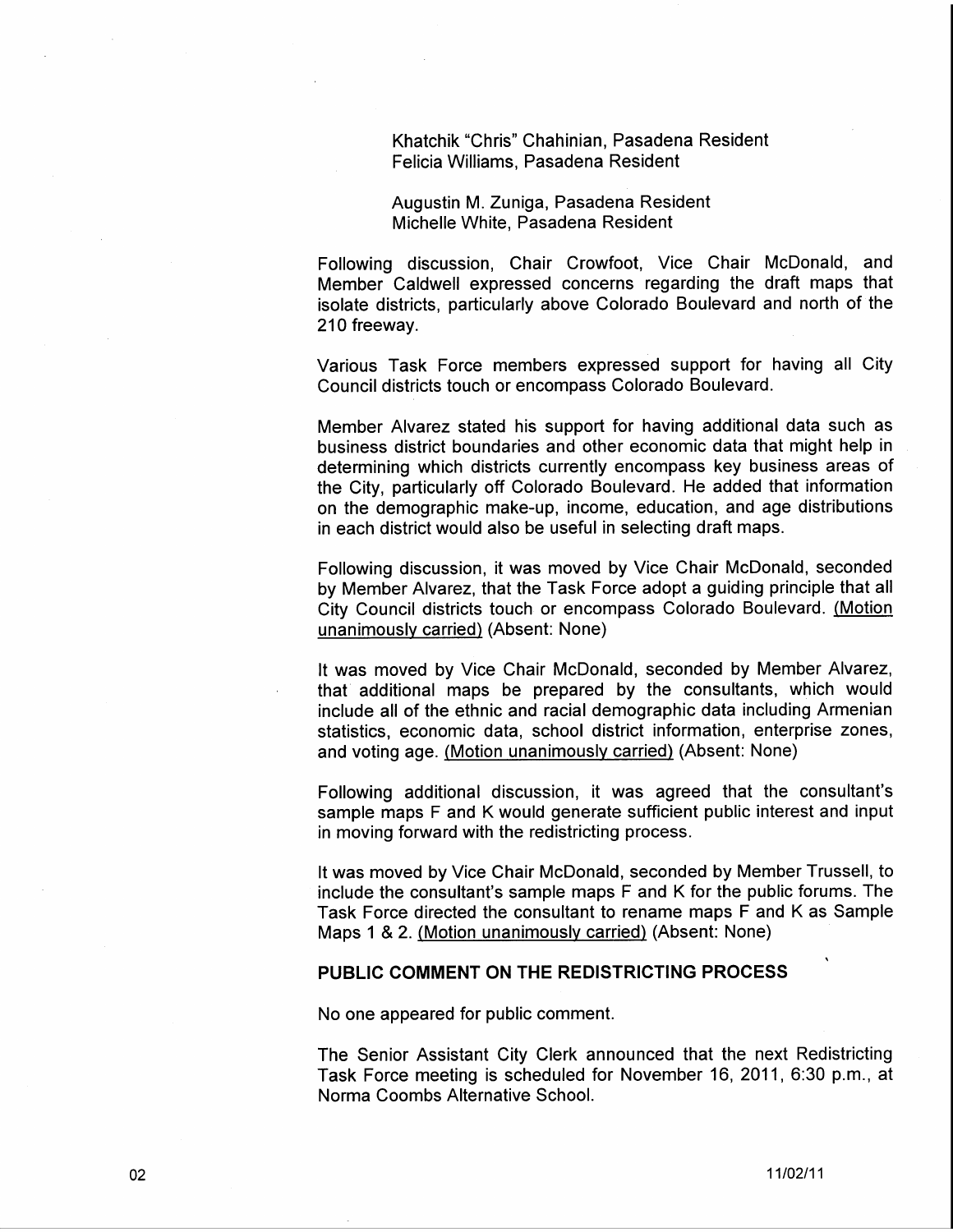Khatchik "Chris" Chahinian, Pasadena Resident
Felicia Williams, Pasadena Resident

Augustin M. Zuniga, Pasadena Resident
Michelle White, Pasadena Resident

Following discussion, Chair Crowfoot, Vice Chair McDonald, and Member Caldwell expressed concerns regarding the draft maps that isolate districts, particularly above Colorado Boulevard and north of the 210 freeway.

Various Task Force members expressed support for having all City Council districts touch or encompass Colorado Boulevard.

Member Alvarez stated his support for having additional data such as business district boundaries and other economic data that might help in determining which districts currently encompass key business areas of the City, particularly off Colorado Boulevard. He added that information on the demographic make-up, income, education, and age distributions in each district would also be useful in selecting draft maps.

Following discussion, it was moved by Vice Chair McDonald, seconded by Member Alvarez, that the Task Force adopt a guiding principle that all City Council districts touch or encompass Colorado Boulevard. (Motion unanimously carried) (Absent: None)

It was moved by Vice Chair McDonald, seconded by Member Alvarez, that additional maps be prepared by the consultants, which would include all of the ethnic and racial demographic data including Armenian statistics, economic data, school district information, enterprise zones, and voting age. (Motion unanimously carried) (Absent: None)

Following additional discussion, it was agreed that the consultant's sample maps F and K would generate sufficient public interest and input in moving forward with the redistricting process.

It was moved by Vice Chair McDonald, seconded by Member Trussell, to include the consultant's sample maps F and K for the public forums. The Task Force directed the consultant to rename maps F and K as Sample Maps 1 & 2. (Motion unanimously carried) (Absent: None)

**PUBLIC COMMENT ON THE REDISTRICTING PROCESS**

No one appeared for public comment.

The Senior Assistant City Clerk announced that the next Redistricting Task Force meeting is scheduled for November 16, 2011, 6:30 p.m., at Norma Coombs Alternative School.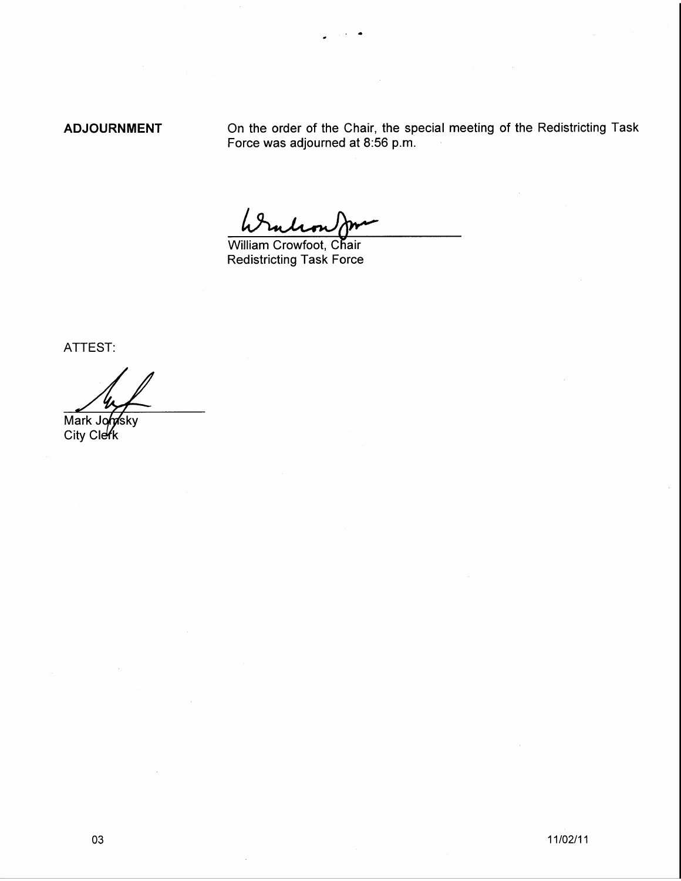**ADJOURNMENT**

On the order of the Chair, the special meeting of the Redistricting Task Force was adjourned at 8:56 p.m.

William Crowfoot, Chair
Redistricting Task Force

ATTEST:

Mark Jomsky
City Clerk

03

11/02/11